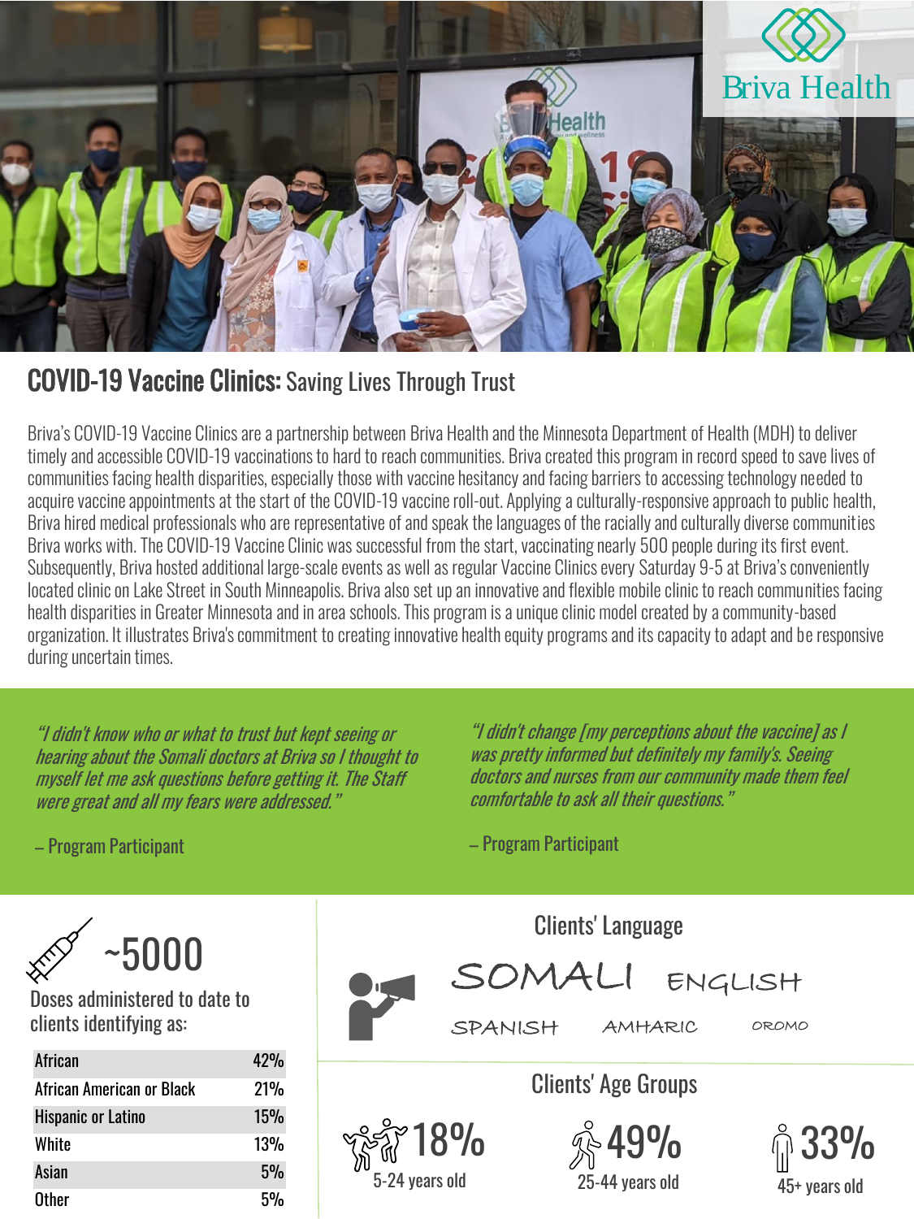Briva Health

# COVID-19 Vaccine Clinics: Saving Lives Through Trust

Briva's COVID-19 Vaccine Clinics are a partnership between Briva Health and the Minnesota Department of Health (MDH) to deliver timely and accessible COVID-19 vaccinations to hard to reach communities. Briva created this program in record speed to save lives of communities facing health disparities, especially those with vaccine hesitancy and facing barriers to accessing technology needed to acquire vaccine appointments at the start of the COVID-19 vaccine roll-out. Applying a culturally-responsive approach to public health, Briva hired medical professionals who are representative of and speak the languages of the racially and culturally diverse communities Briva works with. The COVID-19 Vaccine Clinic was successful from the start, vaccinating nearly 500 people during its first event. Subsequently, Briva hosted additional large-scale events as well as regular Vaccine Clinics every Saturday 9-5 at Briva's conveniently located clinic on Lake Street in South Minneapolis. Briva also set up an innovative and flexible mobile clinic to reach communities facing health disparities in Greater Minnesota and in area schools. This program is a unique clinic model created by a community-based organization. It illustrates Briva's commitment to creating innovative health equity programs and its capacity to adapt and be responsive during uncertain times.

*"I didn't know who or what to trust but kept seeing or hearing about the Somali doctors at Briva so I thought to myself let me ask questions before getting it. The Staff were great and all my fears were addressed."*

– Program Participant

*"I didn't change [my perceptions about the vaccine] as I was pretty informed but definitely my family's. Seeing doctors and nurses from our community made them feel comfortable to ask all their questions."*

– Program Participant

## ~5000

Doses administered to date to clients identifying as:

| | |
|---|---|
| African | 42% |
| African American or Black | 21% |
| Hispanic or Latino | 15% |
| White | 13% |
| Asian | 5% |
| Other | 5% |

### Clients' Language

SOMALI ENGLISH

SPANISH AMHARIC OROMO

### Clients' Age Groups

- 18% — 5-24 years old
- 49% — 25-44 years old
- 33% — 45+ years old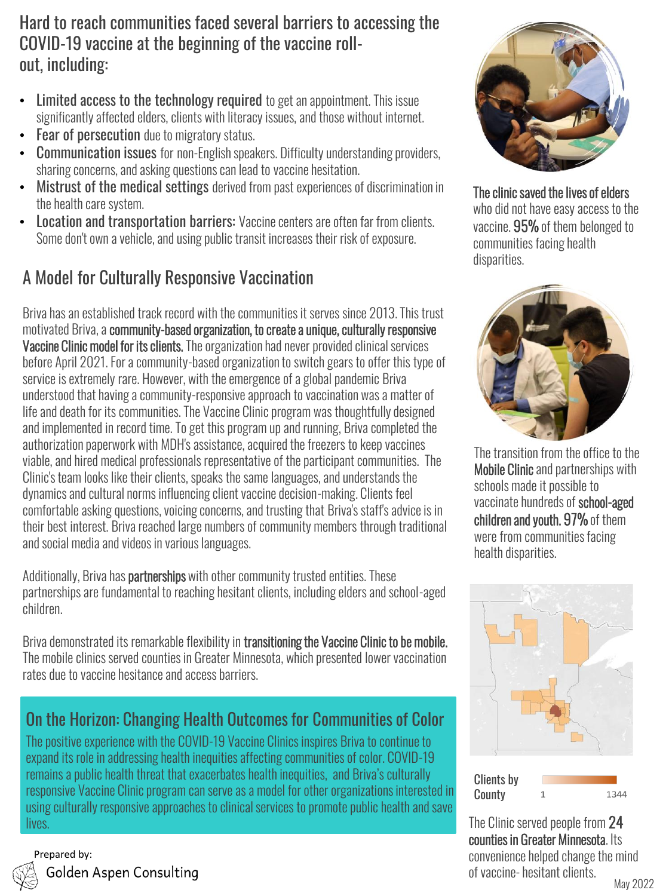## Hard to reach communities faced several barriers to accessing the COVID-19 vaccine at the beginning of the vaccine roll-out, including:

- **Limited access to the technology required** to get an appointment. This issue significantly affected elders, clients with literacy issues, and those without internet.
- **Fear of persecution** due to migratory status.
- **Communication issues** for non-English speakers. Difficulty understanding providers, sharing concerns, and asking questions can lead to vaccine hesitation.
- **Mistrust of the medical settings** derived from past experiences of discrimination in the health care system.
- **Location and transportation barriers:** Vaccine centers are often far from clients. Some don't own a vehicle, and using public transit increases their risk of exposure.

## A Model for Culturally Responsive Vaccination

Briva has an established track record with the communities it serves since 2013. This trust motivated Briva, a **community-based organization, to create a unique, culturally responsive Vaccine Clinic model for its clients.** The organization had never provided clinical services before April 2021. For a community-based organization to switch gears to offer this type of service is extremely rare. However, with the emergence of a global pandemic Briva understood that having a community-responsive approach to vaccination was a matter of life and death for its communities. The Vaccine Clinic program was thoughtfully designed and implemented in record time. To get this program up and running, Briva completed the authorization paperwork with MDH's assistance, acquired the freezers to keep vaccines viable, and hired medical professionals representative of the participant communities. The Clinic's team looks like their clients, speaks the same languages, and understands the dynamics and cultural norms influencing client vaccine decision-making. Clients feel comfortable asking questions, voicing concerns, and trusting that Briva's staff's advice is in their best interest. Briva reached large numbers of community members through traditional and social media and videos in various languages.

Additionally, Briva has **partnerships** with other community trusted entities. These partnerships are fundamental to reaching hesitant clients, including elders and school-aged children.

Briva demonstrated its remarkable flexibility in **transitioning the Vaccine Clinic to be mobile.** The mobile clinics served counties in Greater Minnesota, which presented lower vaccination rates due to vaccine hesitance and access barriers.

## On the Horizon: Changing Health Outcomes for Communities of Color

The positive experience with the COVID-19 Vaccine Clinics inspires Briva to continue to expand its role in addressing health inequities affecting communities of color. COVID-19 remains a public health threat that exacerbates health inequities, and Briva's culturally responsive Vaccine Clinic program can serve as a model for other organizations interested in using culturally responsive approaches to clinical services to promote public health and save lives.

**The clinic saved the lives of elders** who did not have easy access to the vaccine. **95%** of them belonged to communities facing health disparities.

The transition from the office to the **Mobile Clinic** and partnerships with schools made it possible to vaccinate hundreds of **school-aged children and youth. 97%** of them were from communities facing health disparities.

Clients by County
1
1344

The Clinic served people from **24 counties in Greater Minnesota**. Its convenience helped change the mind of vaccine- hesitant clients.

Prepared by:
Golden Aspen Consulting

May 2022